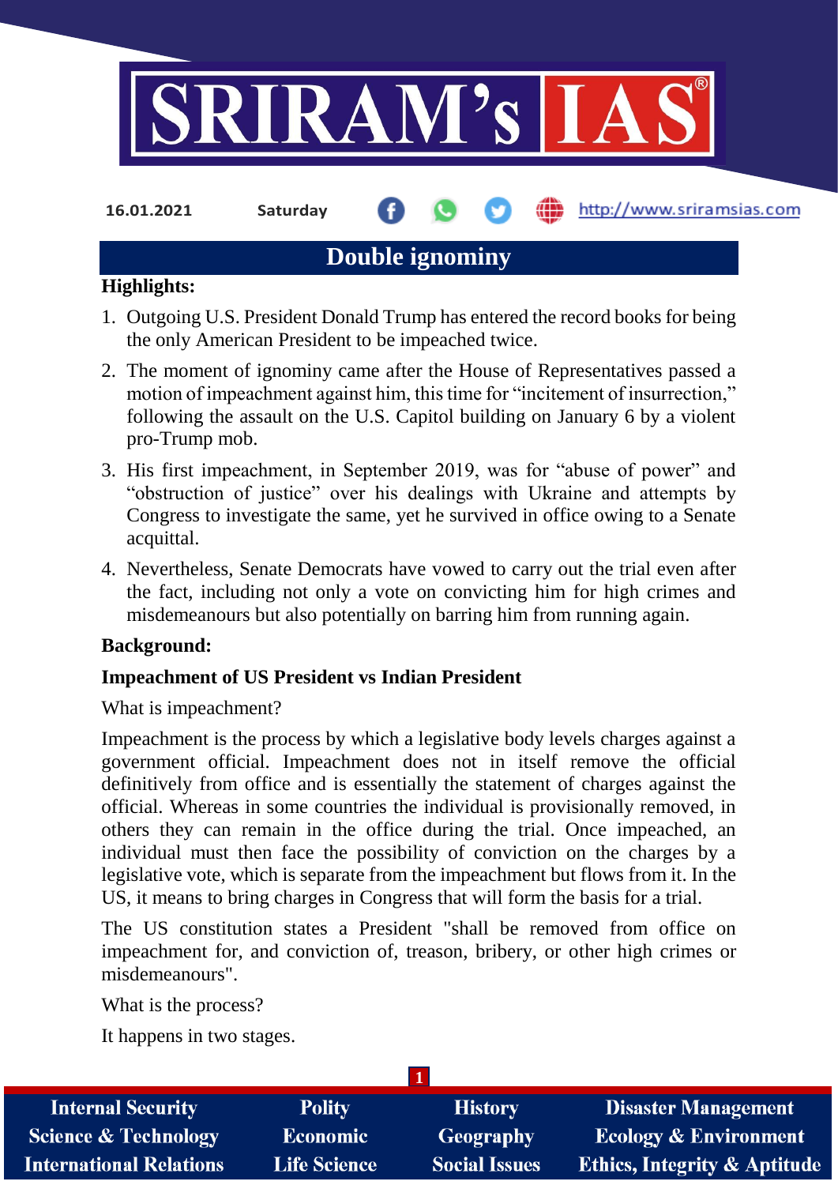16.01.2021 Saturday http://www.sriramsias.com

# Double ignominy

**Highlights:**

1. Outgoing U.S. President Donald Trump has entered the record books for being the only American President to be impeached twice.
2. The moment of ignominy came after the House of Representatives passed a motion of impeachment against him, this time for "incitement of insurrection," following the assault on the U.S. Capitol building on January 6 by a violent pro-Trump mob.
3. His first impeachment, in September 2019, was for "abuse of power" and "obstruction of justice" over his dealings with Ukraine and attempts by Congress to investigate the same, yet he survived in office owing to a Senate acquittal.
4. Nevertheless, Senate Democrats have vowed to carry out the trial even after the fact, including not only a vote on convicting him for high crimes and misdemeanours but also potentially on barring him from running again.

**Background:**

**Impeachment of US President vs Indian President**

What is impeachment?

Impeachment is the process by which a legislative body levels charges against a government official. Impeachment does not in itself remove the official definitively from office and is essentially the statement of charges against the official. Whereas in some countries the individual is provisionally removed, in others they can remain in the office during the trial. Once impeached, an individual must then face the possibility of conviction on the charges by a legislative vote, which is separate from the impeachment but flows from it. In the US, it means to bring charges in Congress that will form the basis for a trial.

The US constitution states a President "shall be removed from office on impeachment for, and conviction of, treason, bribery, or other high crimes or misdemeanours".

What is the process?

It happens in two stages.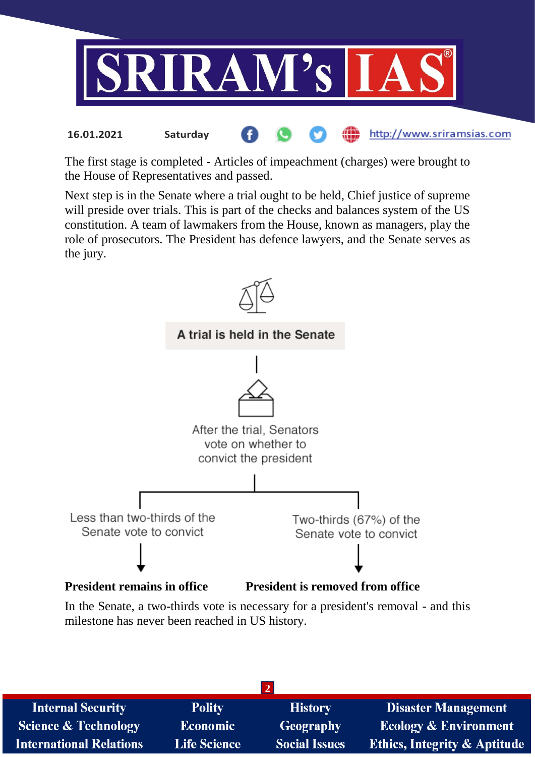The first stage is completed - Articles of impeachment (charges) were brought to the House of Representatives and passed.

Next step is in the Senate where a trial ought to be held, Chief justice of supreme will preside over trials. This is part of the checks and balances system of the US constitution. A team of lawmakers from the House, known as managers, play the role of prosecutors. The President has defence lawyers, and the Senate serves as the jury.

A trial is held in the Senate

After the trial, Senators vote on whether to convict the president

Less than two-thirds of the Senate vote to convict

Two-thirds (67%) of the Senate vote to convict

**President remains in office** **President is removed from office**

In the Senate, a two-thirds vote is necessary for a president's removal - and this milestone has never been reached in US history.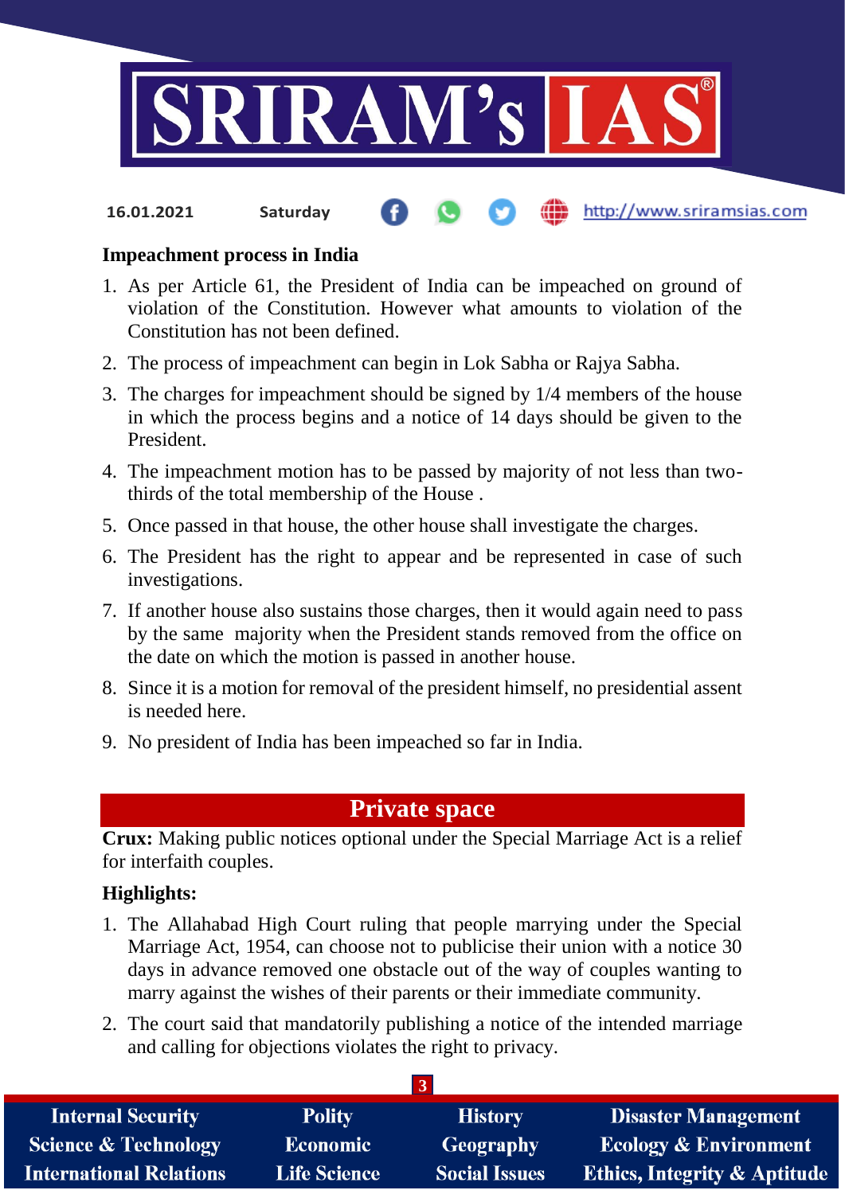**Impeachment process in India**

1. As per Article 61, the President of India can be impeached on ground of violation of the Constitution. However what amounts to violation of the Constitution has not been defined.
2. The process of impeachment can begin in Lok Sabha or Rajya Sabha.
3. The charges for impeachment should be signed by 1/4 members of the house in which the process begins and a notice of 14 days should be given to the President.
4. The impeachment motion has to be passed by majority of not less than two-thirds of the total membership of the House .
5. Once passed in that house, the other house shall investigate the charges.
6. The President has the right to appear and be represented in case of such investigations.
7. If another house also sustains those charges, then it would again need to pass by the same majority when the President stands removed from the office on the date on which the motion is passed in another house.
8. Since it is a motion for removal of the president himself, no presidential assent is needed here.
9. No president of India has been impeached so far in India.

## Private space

**Crux:** Making public notices optional under the Special Marriage Act is a relief for interfaith couples.

**Highlights:**

1. The Allahabad High Court ruling that people marrying under the Special Marriage Act, 1954, can choose not to publicise their union with a notice 30 days in advance removed one obstacle out of the way of couples wanting to marry against the wishes of their parents or their immediate community.
2. The court said that mandatorily publishing a notice of the intended marriage and calling for objections violates the right to privacy.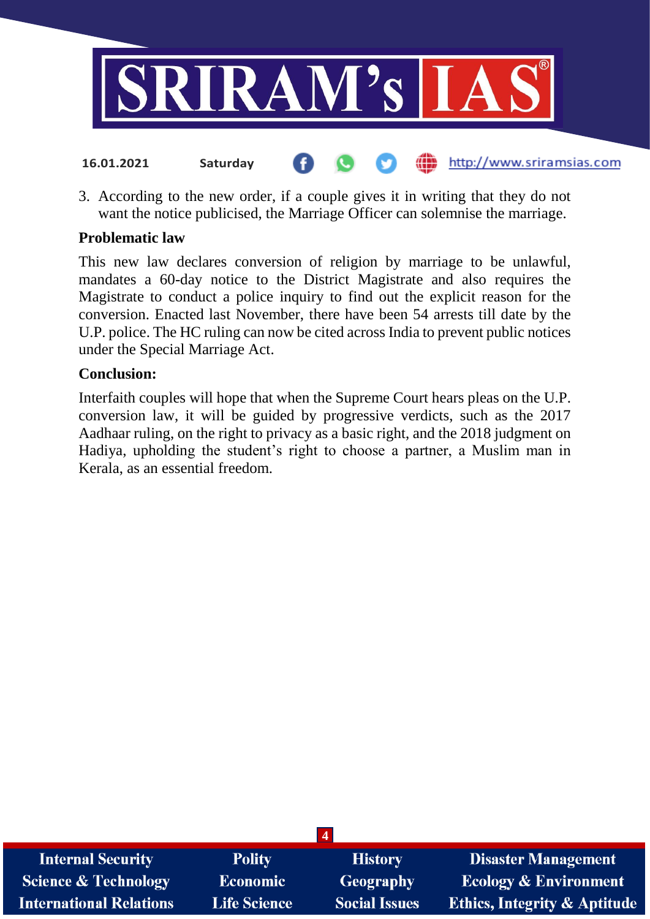3. According to the new order, if a couple gives it in writing that they do not want the notice publicised, the Marriage Officer can solemnise the marriage.

**Problematic law**

This new law declares conversion of religion by marriage to be unlawful, mandates a 60-day notice to the District Magistrate and also requires the Magistrate to conduct a police inquiry to find out the explicit reason for the conversion. Enacted last November, there have been 54 arrests till date by the U.P. police. The HC ruling can now be cited across India to prevent public notices under the Special Marriage Act.

**Conclusion:**

Interfaith couples will hope that when the Supreme Court hears pleas on the U.P. conversion law, it will be guided by progressive verdicts, such as the 2017 Aadhaar ruling, on the right to privacy as a basic right, and the 2018 judgment on Hadiya, upholding the student's right to choose a partner, a Muslim man in Kerala, as an essential freedom.